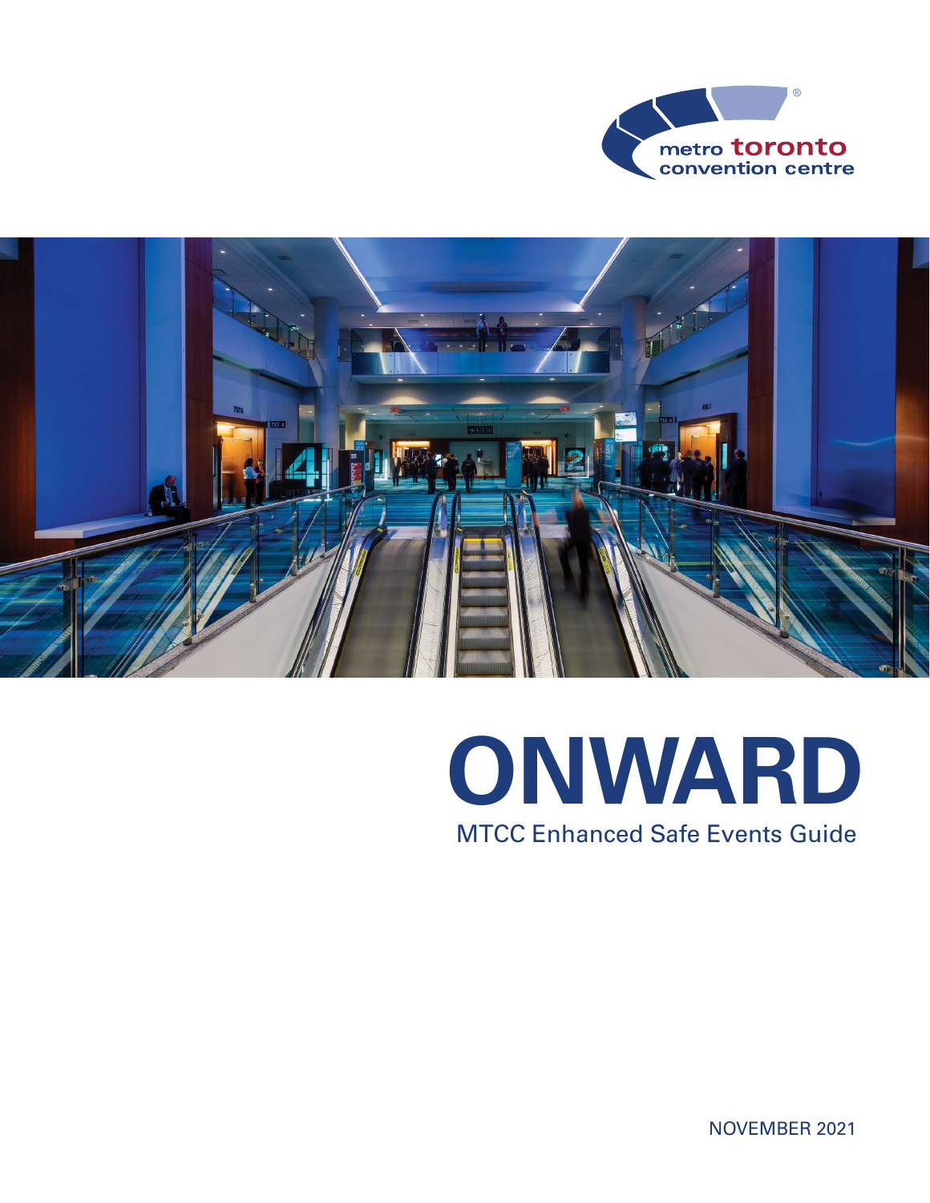metro toronto convention centre

# ONWARD

## MTCC Enhanced Safe Events Guide

NOVEMBER 2021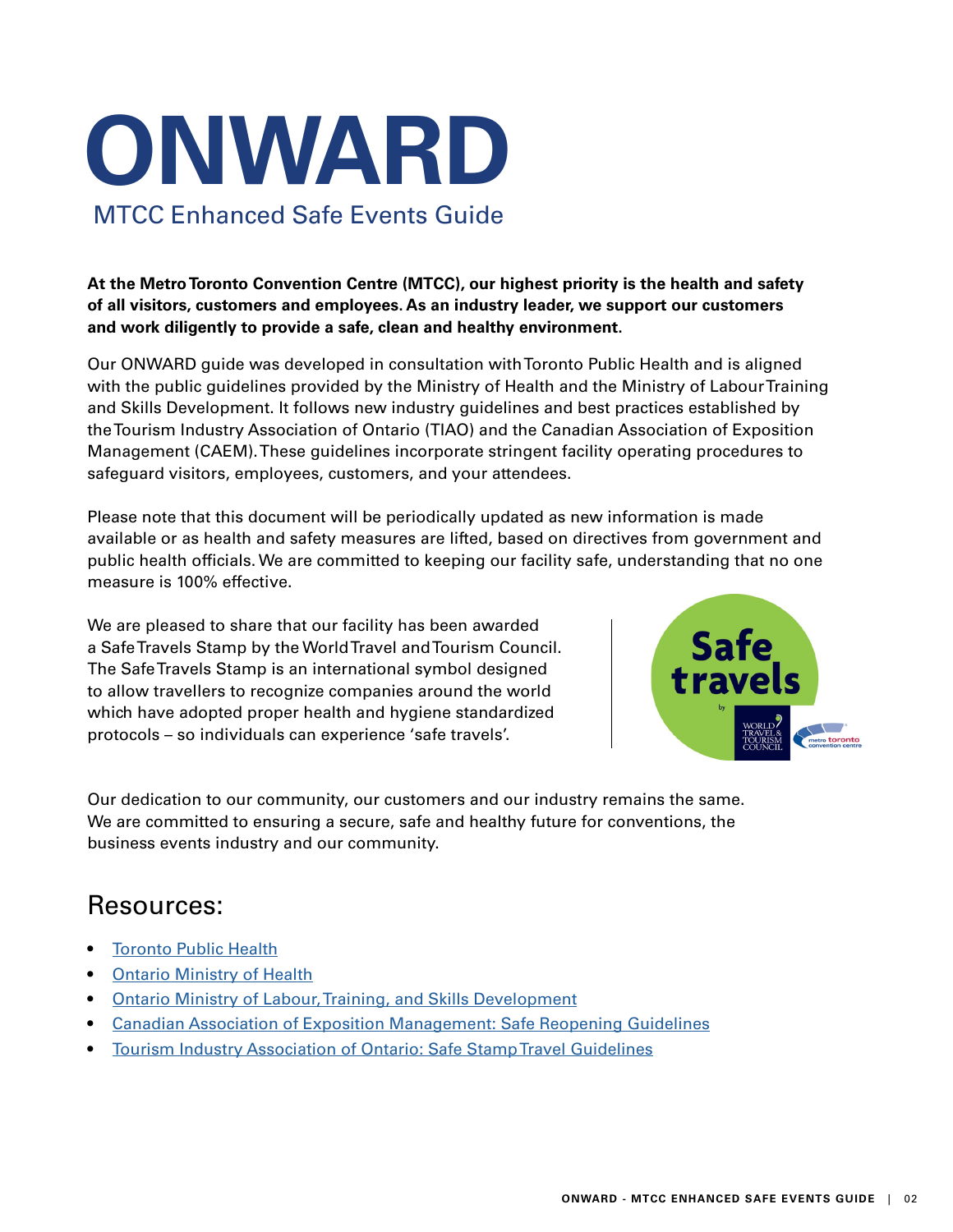# ONWARD

## MTCC Enhanced Safe Events Guide

**At the Metro Toronto Convention Centre (MTCC), our highest priority is the health and safety of all visitors, customers and employees. As an industry leader, we support our customers and work diligently to provide a safe, clean and healthy environment.**

Our ONWARD guide was developed in consultation with Toronto Public Health and is aligned with the public guidelines provided by the Ministry of Health and the Ministry of Labour Training and Skills Development. It follows new industry guidelines and best practices established by the Tourism Industry Association of Ontario (TIAO) and the Canadian Association of Exposition Management (CAEM). These guidelines incorporate stringent facility operating procedures to safeguard visitors, employees, customers, and your attendees.

Please note that this document will be periodically updated as new information is made available or as health and safety measures are lifted, based on directives from government and public health officials. We are committed to keeping our facility safe, understanding that no one measure is 100% effective.

We are pleased to share that our facility has been awarded a Safe Travels Stamp by the World Travel and Tourism Council. The Safe Travels Stamp is an international symbol designed to allow travellers to recognize companies around the world which have adopted proper health and hygiene standardized protocols – so individuals can experience 'safe travels'.

Our dedication to our community, our customers and our industry remains the same. We are committed to ensuring a secure, safe and healthy future for conventions, the business events industry and our community.

## Resources:

- Toronto Public Health
- Ontario Ministry of Health
- Ontario Ministry of Labour, Training, and Skills Development
- Canadian Association of Exposition Management: Safe Reopening Guidelines
- Tourism Industry Association of Ontario: Safe Stamp Travel Guidelines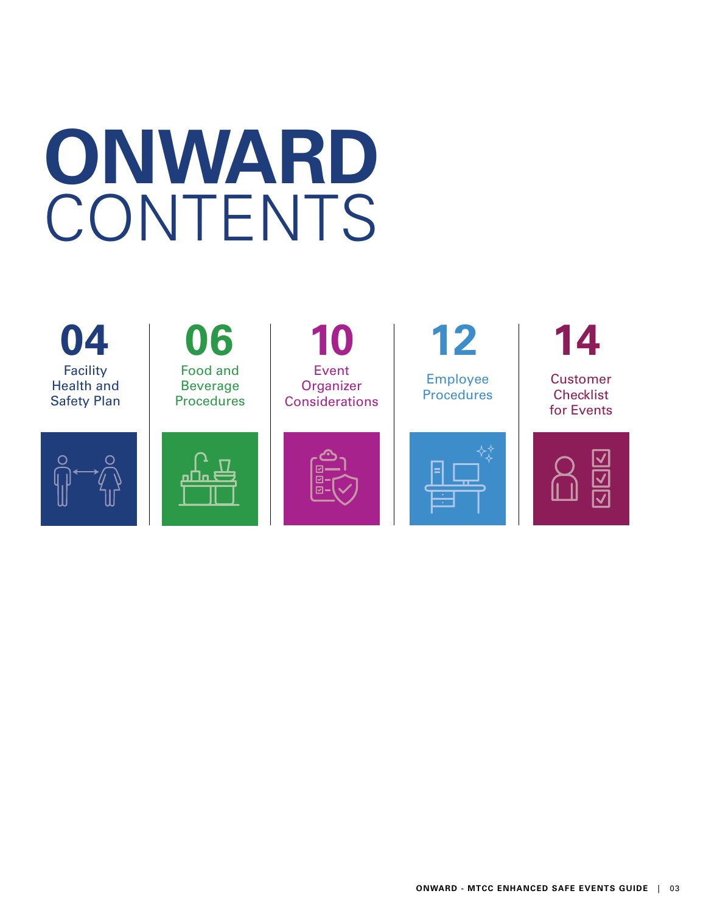# ONWARD CONTENTS

**04** Facility Health and Safety Plan

**06** Food and Beverage Procedures

**10** Event Organizer Considerations

**12** Employee Procedures

**14** Customer Checklist for Events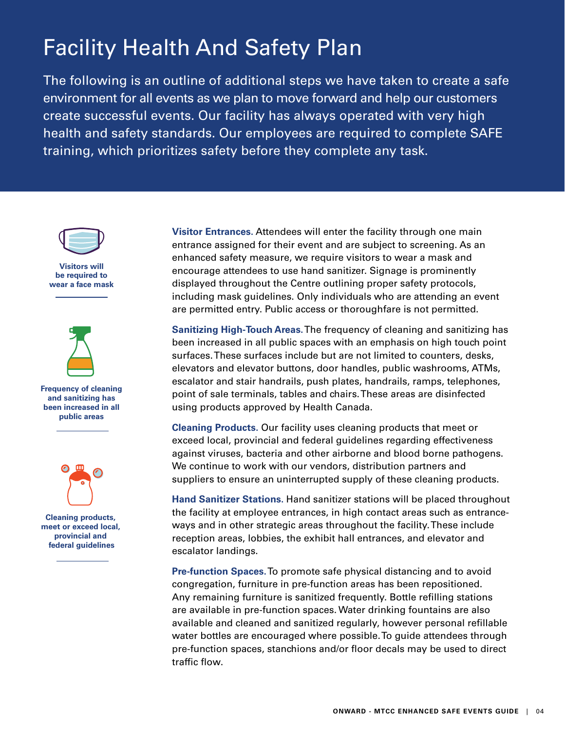# Facility Health And Safety Plan

The following is an outline of additional steps we have taken to create a safe environment for all events as we plan to move forward and help our customers create successful events. Our facility has always operated with very high health and safety standards. Our employees are required to complete SAFE training, which prioritizes safety before they complete any task.

**Visitors will be required to wear a face mask**

**Frequency of cleaning and sanitizing has been increased in all public areas**

**Cleaning products, meet or exceed local, provincial and federal guidelines**

**Visitor Entrances.** Attendees will enter the facility through one main entrance assigned for their event and are subject to screening. As an enhanced safety measure, we require visitors to wear a mask and encourage attendees to use hand sanitizer. Signage is prominently displayed throughout the Centre outlining proper safety protocols, including mask guidelines. Only individuals who are attending an event are permitted entry. Public access or thoroughfare is not permitted.

**Sanitizing High-Touch Areas.** The frequency of cleaning and sanitizing has been increased in all public spaces with an emphasis on high touch point surfaces. These surfaces include but are not limited to counters, desks, elevators and elevator buttons, door handles, public washrooms, ATMs, escalator and stair handrails, push plates, handrails, ramps, telephones, point of sale terminals, tables and chairs. These areas are disinfected using products approved by Health Canada.

**Cleaning Products.** Our facility uses cleaning products that meet or exceed local, provincial and federal guidelines regarding effectiveness against viruses, bacteria and other airborne and blood borne pathogens. We continue to work with our vendors, distribution partners and suppliers to ensure an uninterrupted supply of these cleaning products.

**Hand Sanitizer Stations.** Hand sanitizer stations will be placed throughout the facility at employee entrances, in high contact areas such as entrance-ways and in other strategic areas throughout the facility. These include reception areas, lobbies, the exhibit hall entrances, and elevator and escalator landings.

**Pre-function Spaces.** To promote safe physical distancing and to avoid congregation, furniture in pre-function areas has been repositioned. Any remaining furniture is sanitized frequently. Bottle refilling stations are available in pre-function spaces. Water drinking fountains are also available and cleaned and sanitized regularly, however personal refillable water bottles are encouraged where possible. To guide attendees through pre-function spaces, stanchions and/or floor decals may be used to direct traffic flow.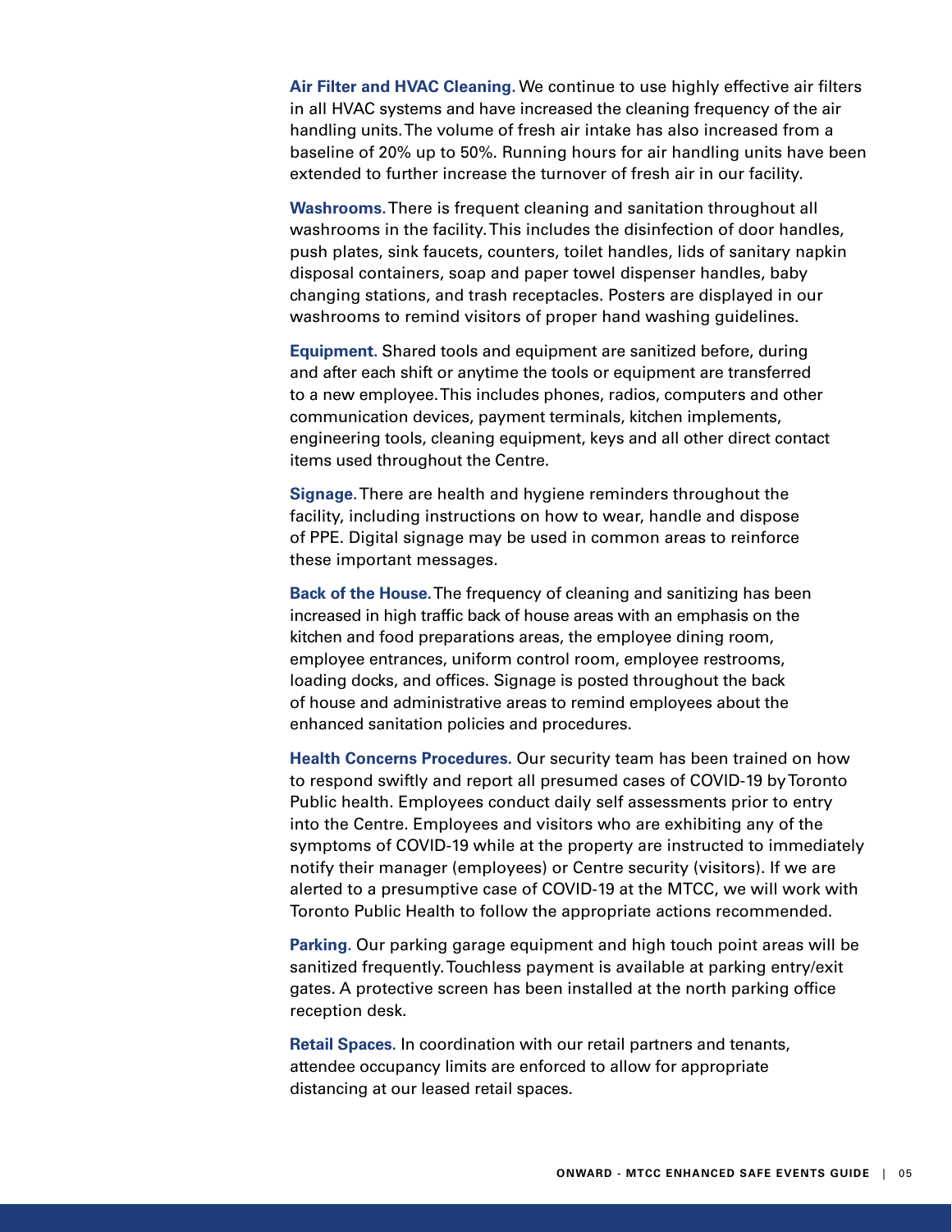**Air Filter and HVAC Cleaning.** We continue to use highly effective air filters in all HVAC systems and have increased the cleaning frequency of the air handling units. The volume of fresh air intake has also increased from a baseline of 20% up to 50%. Running hours for air handling units have been extended to further increase the turnover of fresh air in our facility.

**Washrooms.** There is frequent cleaning and sanitation throughout all washrooms in the facility. This includes the disinfection of door handles, push plates, sink faucets, counters, toilet handles, lids of sanitary napkin disposal containers, soap and paper towel dispenser handles, baby changing stations, and trash receptacles. Posters are displayed in our washrooms to remind visitors of proper hand washing guidelines.

**Equipment.** Shared tools and equipment are sanitized before, during and after each shift or anytime the tools or equipment are transferred to a new employee. This includes phones, radios, computers and other communication devices, payment terminals, kitchen implements, engineering tools, cleaning equipment, keys and all other direct contact items used throughout the Centre.

**Signage.** There are health and hygiene reminders throughout the facility, including instructions on how to wear, handle and dispose of PPE. Digital signage may be used in common areas to reinforce these important messages.

**Back of the House.** The frequency of cleaning and sanitizing has been increased in high traffic back of house areas with an emphasis on the kitchen and food preparations areas, the employee dining room, employee entrances, uniform control room, employee restrooms, loading docks, and offices. Signage is posted throughout the back of house and administrative areas to remind employees about the enhanced sanitation policies and procedures.

**Health Concerns Procedures.** Our security team has been trained on how to respond swiftly and report all presumed cases of COVID-19 by Toronto Public health. Employees conduct daily self assessments prior to entry into the Centre. Employees and visitors who are exhibiting any of the symptoms of COVID-19 while at the property are instructed to immediately notify their manager (employees) or Centre security (visitors). If we are alerted to a presumptive case of COVID-19 at the MTCC, we will work with Toronto Public Health to follow the appropriate actions recommended.

**Parking.** Our parking garage equipment and high touch point areas will be sanitized frequently. Touchless payment is available at parking entry/exit gates. A protective screen has been installed at the north parking office reception desk.

**Retail Spaces.** In coordination with our retail partners and tenants, attendee occupancy limits are enforced to allow for appropriate distancing at our leased retail spaces.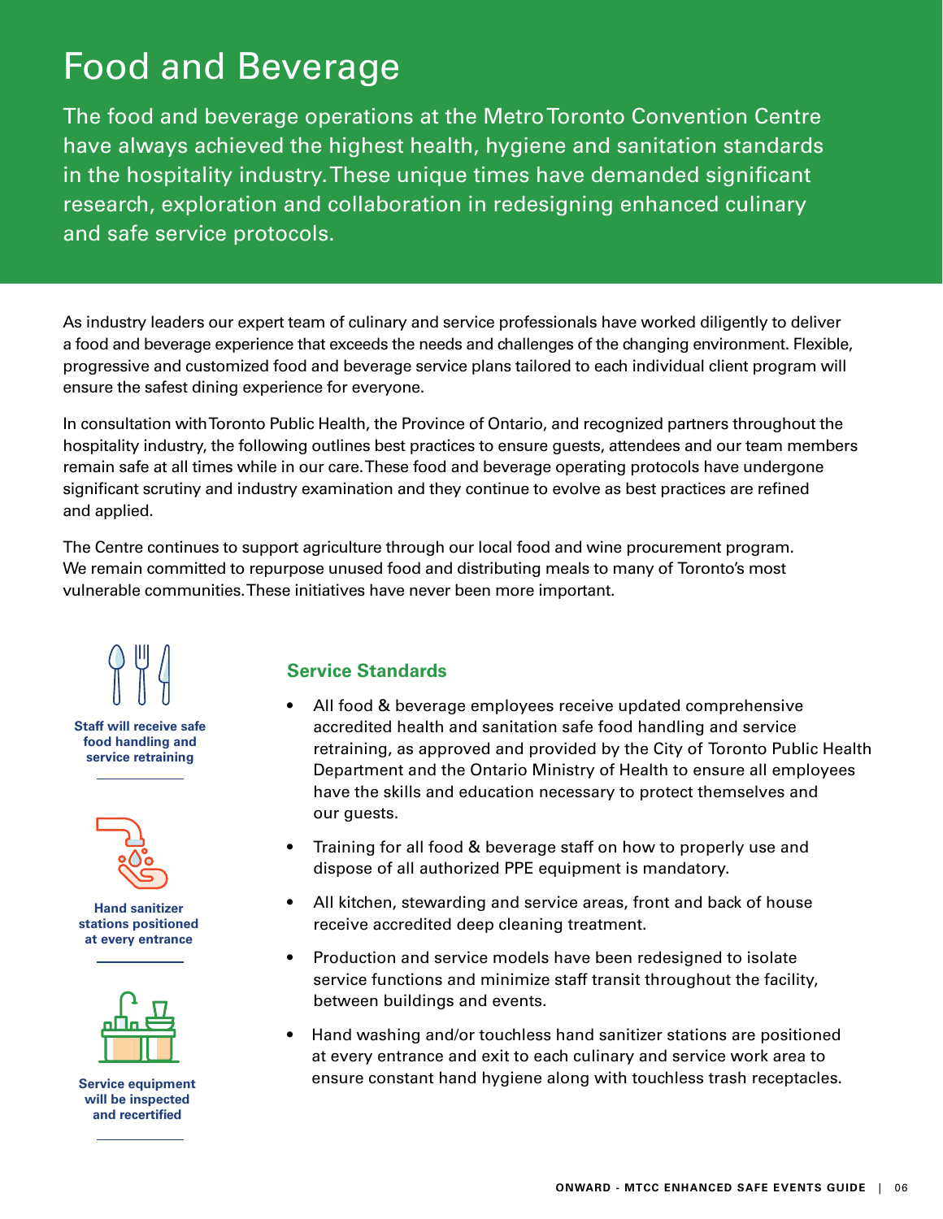# Food and Beverage

The food and beverage operations at the Metro Toronto Convention Centre have always achieved the highest health, hygiene and sanitation standards in the hospitality industry. These unique times have demanded significant research, exploration and collaboration in redesigning enhanced culinary and safe service protocols.

As industry leaders our expert team of culinary and service professionals have worked diligently to deliver a food and beverage experience that exceeds the needs and challenges of the changing environment. Flexible, progressive and customized food and beverage service plans tailored to each individual client program will ensure the safest dining experience for everyone.

In consultation with Toronto Public Health, the Province of Ontario, and recognized partners throughout the hospitality industry, the following outlines best practices to ensure guests, attendees and our team members remain safe at all times while in our care. These food and beverage operating protocols have undergone significant scrutiny and industry examination and they continue to evolve as best practices are refined and applied.

The Centre continues to support agriculture through our local food and wine procurement program. We remain committed to repurpose unused food and distributing meals to many of Toronto's most vulnerable communities. These initiatives have never been more important.

**Staff will receive safe food handling and service retraining**

**Hand sanitizer stations positioned at every entrance**

**Service equipment will be inspected and recertified**

## Service Standards

- All food & beverage employees receive updated comprehensive accredited health and sanitation safe food handling and service retraining, as approved and provided by the City of Toronto Public Health Department and the Ontario Ministry of Health to ensure all employees have the skills and education necessary to protect themselves and our guests.
- Training for all food & beverage staff on how to properly use and dispose of all authorized PPE equipment is mandatory.
- All kitchen, stewarding and service areas, front and back of house receive accredited deep cleaning treatment.
- Production and service models have been redesigned to isolate service functions and minimize staff transit throughout the facility, between buildings and events.
- Hand washing and/or touchless hand sanitizer stations are positioned at every entrance and exit to each culinary and service work area to ensure constant hand hygiene along with touchless trash receptacles.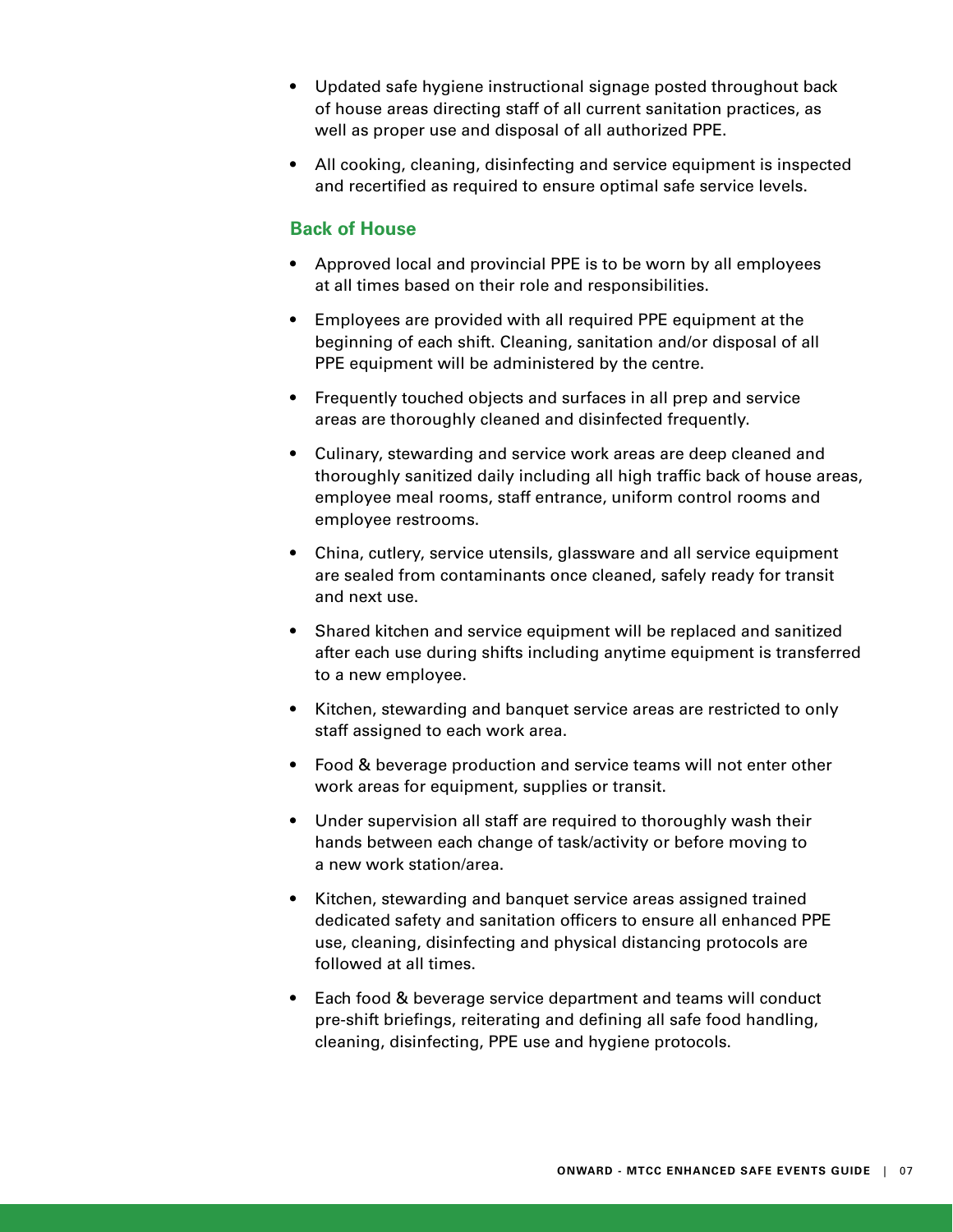- Updated safe hygiene instructional signage posted throughout back of house areas directing staff of all current sanitation practices, as well as proper use and disposal of all authorized PPE.
- All cooking, cleaning, disinfecting and service equipment is inspected and recertified as required to ensure optimal safe service levels.

### Back of House

- Approved local and provincial PPE is to be worn by all employees at all times based on their role and responsibilities.
- Employees are provided with all required PPE equipment at the beginning of each shift. Cleaning, sanitation and/or disposal of all PPE equipment will be administered by the centre.
- Frequently touched objects and surfaces in all prep and service areas are thoroughly cleaned and disinfected frequently.
- Culinary, stewarding and service work areas are deep cleaned and thoroughly sanitized daily including all high traffic back of house areas, employee meal rooms, staff entrance, uniform control rooms and employee restrooms.
- China, cutlery, service utensils, glassware and all service equipment are sealed from contaminants once cleaned, safely ready for transit and next use.
- Shared kitchen and service equipment will be replaced and sanitized after each use during shifts including anytime equipment is transferred to a new employee.
- Kitchen, stewarding and banquet service areas are restricted to only staff assigned to each work area.
- Food & beverage production and service teams will not enter other work areas for equipment, supplies or transit.
- Under supervision all staff are required to thoroughly wash their hands between each change of task/activity or before moving to a new work station/area.
- Kitchen, stewarding and banquet service areas assigned trained dedicated safety and sanitation officers to ensure all enhanced PPE use, cleaning, disinfecting and physical distancing protocols are followed at all times.
- Each food & beverage service department and teams will conduct pre-shift briefings, reiterating and defining all safe food handling, cleaning, disinfecting, PPE use and hygiene protocols.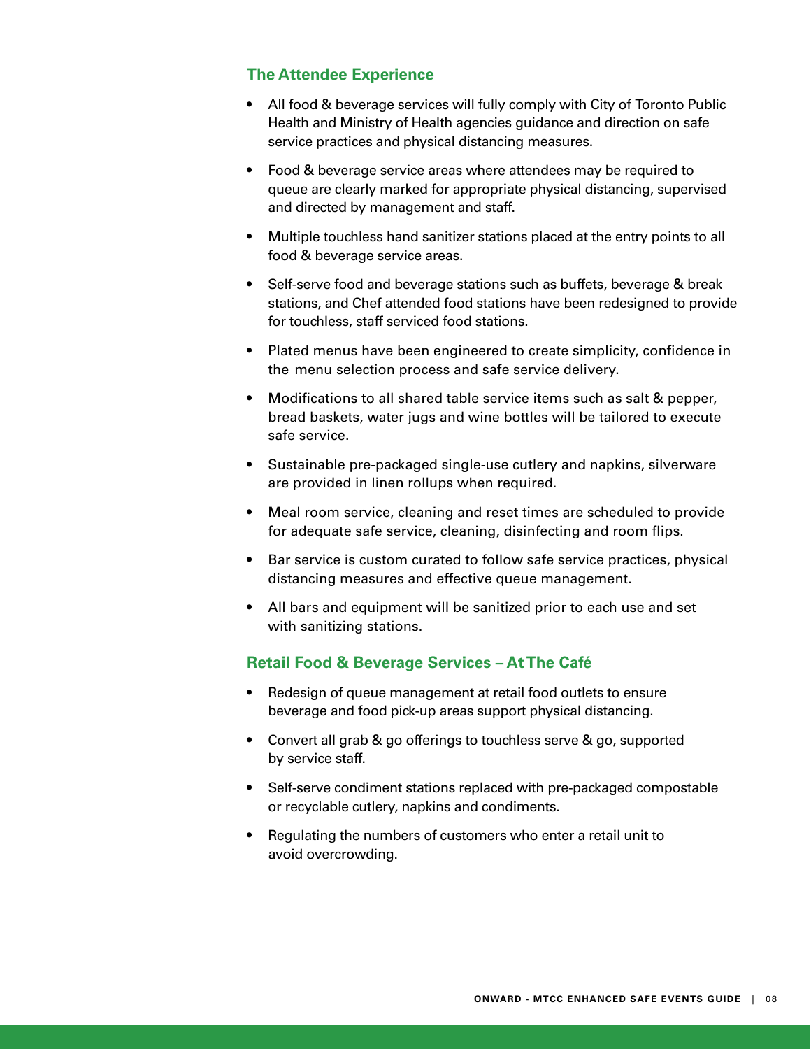## The Attendee Experience

- All food & beverage services will fully comply with City of Toronto Public Health and Ministry of Health agencies guidance and direction on safe service practices and physical distancing measures.
- Food & beverage service areas where attendees may be required to queue are clearly marked for appropriate physical distancing, supervised and directed by management and staff.
- Multiple touchless hand sanitizer stations placed at the entry points to all food & beverage service areas.
- Self-serve food and beverage stations such as buffets, beverage & break stations, and Chef attended food stations have been redesigned to provide for touchless, staff serviced food stations.
- Plated menus have been engineered to create simplicity, confidence in the menu selection process and safe service delivery.
- Modifications to all shared table service items such as salt & pepper, bread baskets, water jugs and wine bottles will be tailored to execute safe service.
- Sustainable pre-packaged single-use cutlery and napkins, silverware are provided in linen rollups when required.
- Meal room service, cleaning and reset times are scheduled to provide for adequate safe service, cleaning, disinfecting and room flips.
- Bar service is custom curated to follow safe service practices, physical distancing measures and effective queue management.
- All bars and equipment will be sanitized prior to each use and set with sanitizing stations.

## Retail Food & Beverage Services – At The Café

- Redesign of queue management at retail food outlets to ensure beverage and food pick-up areas support physical distancing.
- Convert all grab & go offerings to touchless serve & go, supported by service staff.
- Self-serve condiment stations replaced with pre-packaged compostable or recyclable cutlery, napkins and condiments.
- Regulating the numbers of customers who enter a retail unit to avoid overcrowding.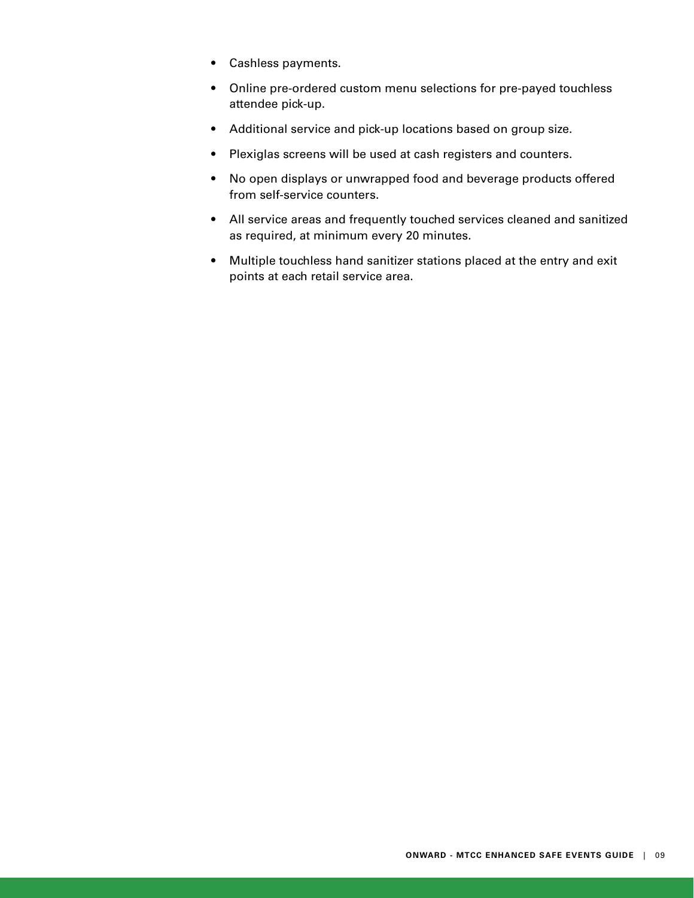- Cashless payments.
- Online pre-ordered custom menu selections for pre-payed touchless attendee pick-up.
- Additional service and pick-up locations based on group size.
- Plexiglas screens will be used at cash registers and counters.
- No open displays or unwrapped food and beverage products offered from self-service counters.
- All service areas and frequently touched services cleaned and sanitized as required, at minimum every 20 minutes.
- Multiple touchless hand sanitizer stations placed at the entry and exit points at each retail service area.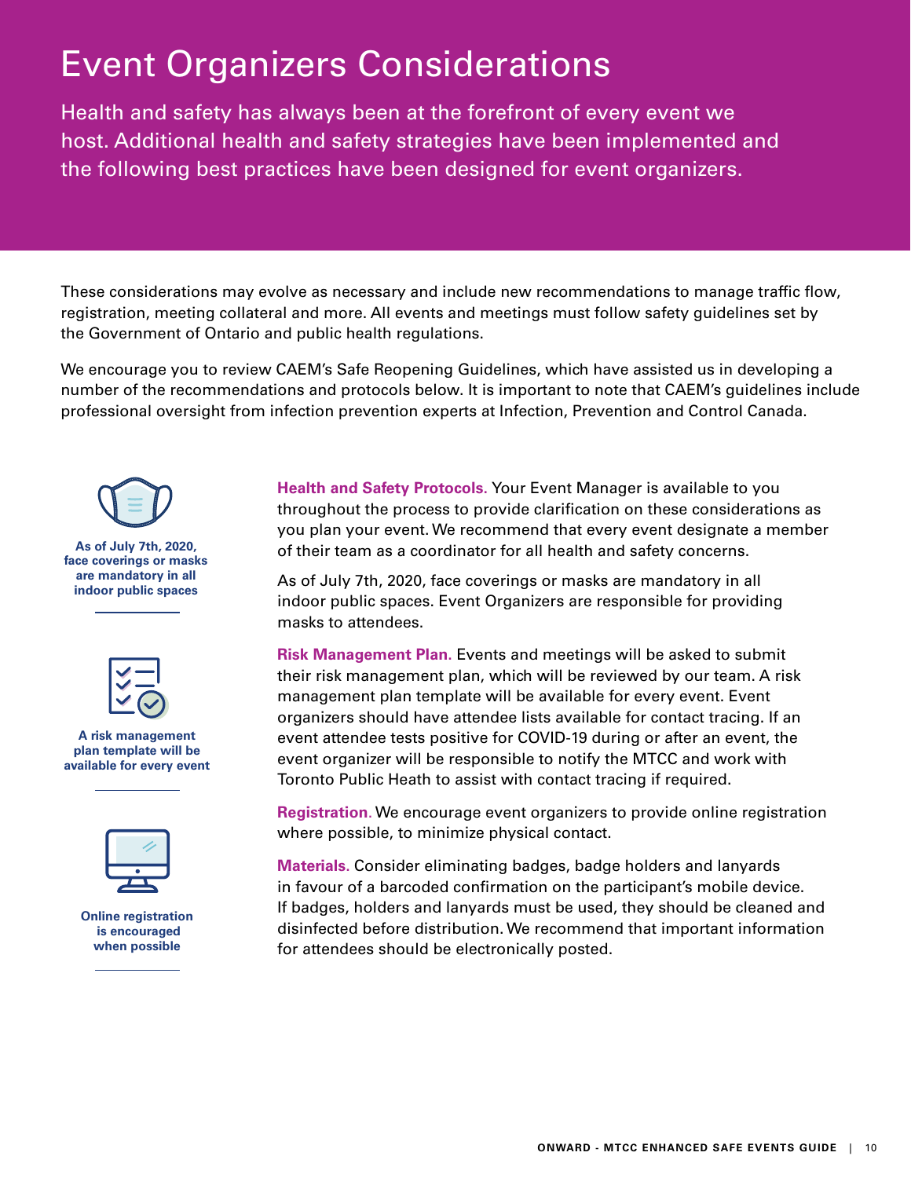# Event Organizers Considerations

Health and safety has always been at the forefront of every event we host. Additional health and safety strategies have been implemented and the following best practices have been designed for event organizers.

These considerations may evolve as necessary and include new recommendations to manage traffic flow, registration, meeting collateral and more. All events and meetings must follow safety guidelines set by the Government of Ontario and public health regulations.

We encourage you to review CAEM's Safe Reopening Guidelines, which have assisted us in developing a number of the recommendations and protocols below. It is important to note that CAEM's guidelines include professional oversight from infection prevention experts at Infection, Prevention and Control Canada.

**As of July 7th, 2020, face coverings or masks are mandatory in all indoor public spaces**

**A risk management plan template will be available for every event**

**Online registration is encouraged when possible**

**Health and Safety Protocols.** Your Event Manager is available to you throughout the process to provide clarification on these considerations as you plan your event. We recommend that every event designate a member of their team as a coordinator for all health and safety concerns.

As of July 7th, 2020, face coverings or masks are mandatory in all indoor public spaces. Event Organizers are responsible for providing masks to attendees.

**Risk Management Plan.** Events and meetings will be asked to submit their risk management plan, which will be reviewed by our team. A risk management plan template will be available for every event. Event organizers should have attendee lists available for contact tracing. If an event attendee tests positive for COVID-19 during or after an event, the event organizer will be responsible to notify the MTCC and work with Toronto Public Heath to assist with contact tracing if required.

**Registration.** We encourage event organizers to provide online registration where possible, to minimize physical contact.

**Materials.** Consider eliminating badges, badge holders and lanyards in favour of a barcoded confirmation on the participant's mobile device. If badges, holders and lanyards must be used, they should be cleaned and disinfected before distribution. We recommend that important information for attendees should be electronically posted.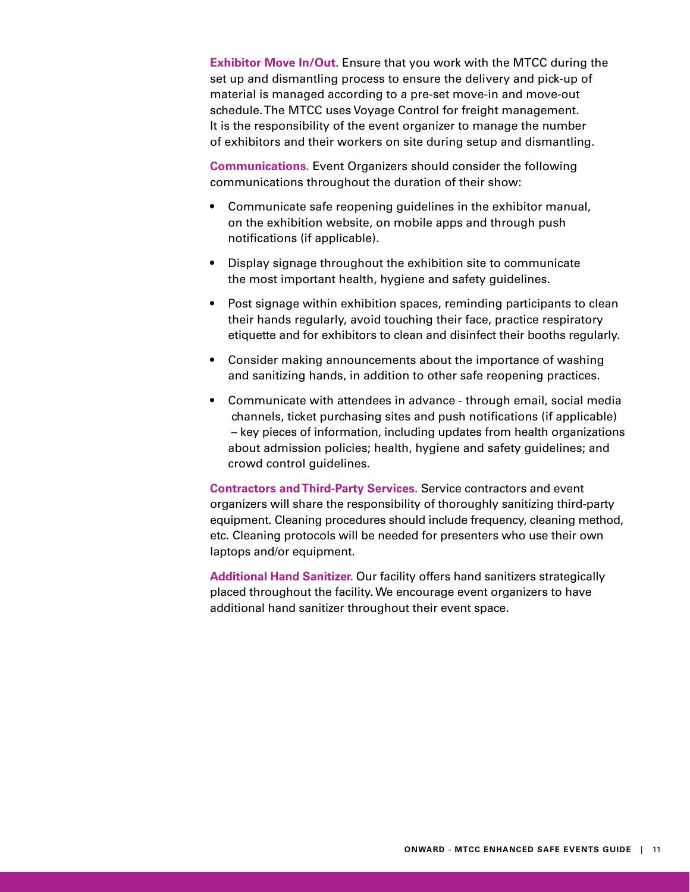**Exhibitor Move In/Out.** Ensure that you work with the MTCC during the set up and dismantling process to ensure the delivery and pick-up of material is managed according to a pre-set move-in and move-out schedule. The MTCC uses Voyage Control for freight management. It is the responsibility of the event organizer to manage the number of exhibitors and their workers on site during setup and dismantling.

**Communications.** Event Organizers should consider the following communications throughout the duration of their show:

- Communicate safe reopening guidelines in the exhibitor manual, on the exhibition website, on mobile apps and through push notifications (if applicable).
- Display signage throughout the exhibition site to communicate the most important health, hygiene and safety guidelines.
- Post signage within exhibition spaces, reminding participants to clean their hands regularly, avoid touching their face, practice respiratory etiquette and for exhibitors to clean and disinfect their booths regularly.
- Consider making announcements about the importance of washing and sanitizing hands, in addition to other safe reopening practices.
- Communicate with attendees in advance - through email, social media channels, ticket purchasing sites and push notifications (if applicable) – key pieces of information, including updates from health organizations about admission policies; health, hygiene and safety guidelines; and crowd control guidelines.

**Contractors and Third-Party Services.** Service contractors and event organizers will share the responsibility of thoroughly sanitizing third-party equipment. Cleaning procedures should include frequency, cleaning method, etc. Cleaning protocols will be needed for presenters who use their own laptops and/or equipment.

**Additional Hand Sanitizer.** Our facility offers hand sanitizers strategically placed throughout the facility. We encourage event organizers to have additional hand sanitizer throughout their event space.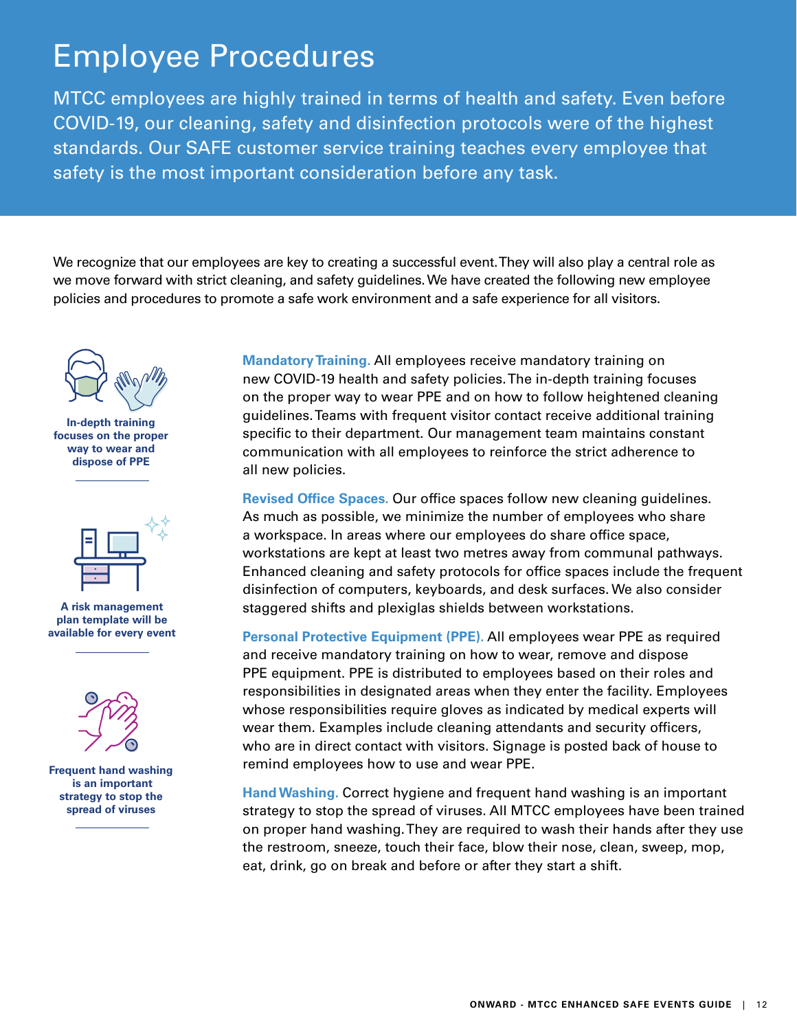# Employee Procedures

MTCC employees are highly trained in terms of health and safety. Even before COVID-19, our cleaning, safety and disinfection protocols were of the highest standards. Our SAFE customer service training teaches every employee that safety is the most important consideration before any task.

We recognize that our employees are key to creating a successful event. They will also play a central role as we move forward with strict cleaning, and safety guidelines. We have created the following new employee policies and procedures to promote a safe work environment and a safe experience for all visitors.

**In-depth training focuses on the proper way to wear and dispose of PPE**

**A risk management plan template will be available for every event**

**Frequent hand washing is an important strategy to stop the spread of viruses**

**Mandatory Training.** All employees receive mandatory training on new COVID-19 health and safety policies. The in-depth training focuses on the proper way to wear PPE and on how to follow heightened cleaning guidelines. Teams with frequent visitor contact receive additional training specific to their department. Our management team maintains constant communication with all employees to reinforce the strict adherence to all new policies.

**Revised Office Spaces.** Our office spaces follow new cleaning guidelines. As much as possible, we minimize the number of employees who share a workspace. In areas where our employees do share office space, workstations are kept at least two metres away from communal pathways. Enhanced cleaning and safety protocols for office spaces include the frequent disinfection of computers, keyboards, and desk surfaces. We also consider staggered shifts and plexiglas shields between workstations.

**Personal Protective Equipment (PPE).** All employees wear PPE as required and receive mandatory training on how to wear, remove and dispose PPE equipment. PPE is distributed to employees based on their roles and responsibilities in designated areas when they enter the facility. Employees whose responsibilities require gloves as indicated by medical experts will wear them. Examples include cleaning attendants and security officers, who are in direct contact with visitors. Signage is posted back of house to remind employees how to use and wear PPE.

**Hand Washing.** Correct hygiene and frequent hand washing is an important strategy to stop the spread of viruses. All MTCC employees have been trained on proper hand washing. They are required to wash their hands after they use the restroom, sneeze, touch their face, blow their nose, clean, sweep, mop, eat, drink, go on break and before or after they start a shift.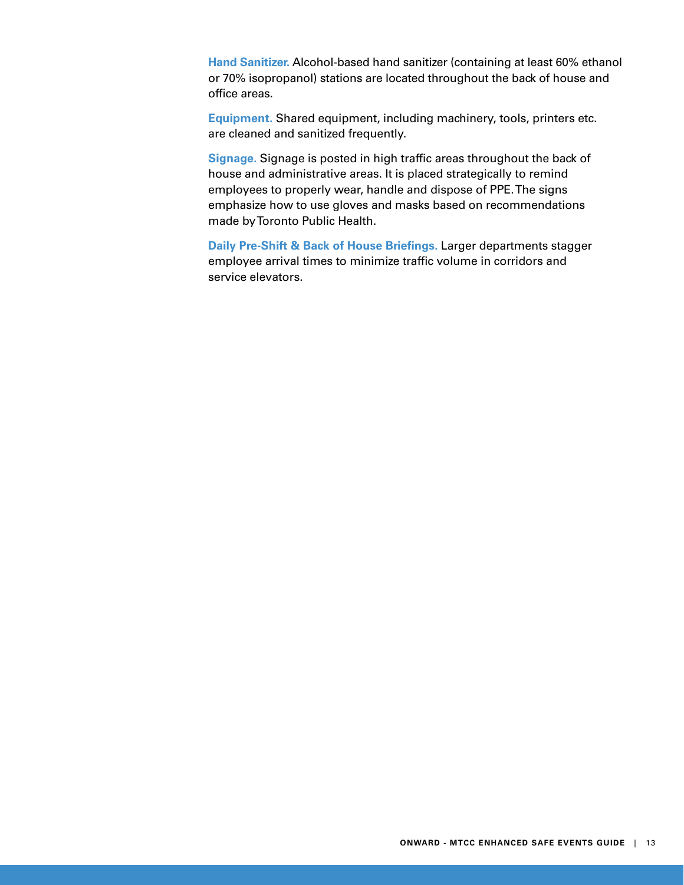**Hand Sanitizer.** Alcohol-based hand sanitizer (containing at least 60% ethanol or 70% isopropanol) stations are located throughout the back of house and office areas.

**Equipment.** Shared equipment, including machinery, tools, printers etc. are cleaned and sanitized frequently.

**Signage.** Signage is posted in high traffic areas throughout the back of house and administrative areas. It is placed strategically to remind employees to properly wear, handle and dispose of PPE. The signs emphasize how to use gloves and masks based on recommendations made by Toronto Public Health.

**Daily Pre-Shift & Back of House Briefings.** Larger departments stagger employee arrival times to minimize traffic volume in corridors and service elevators.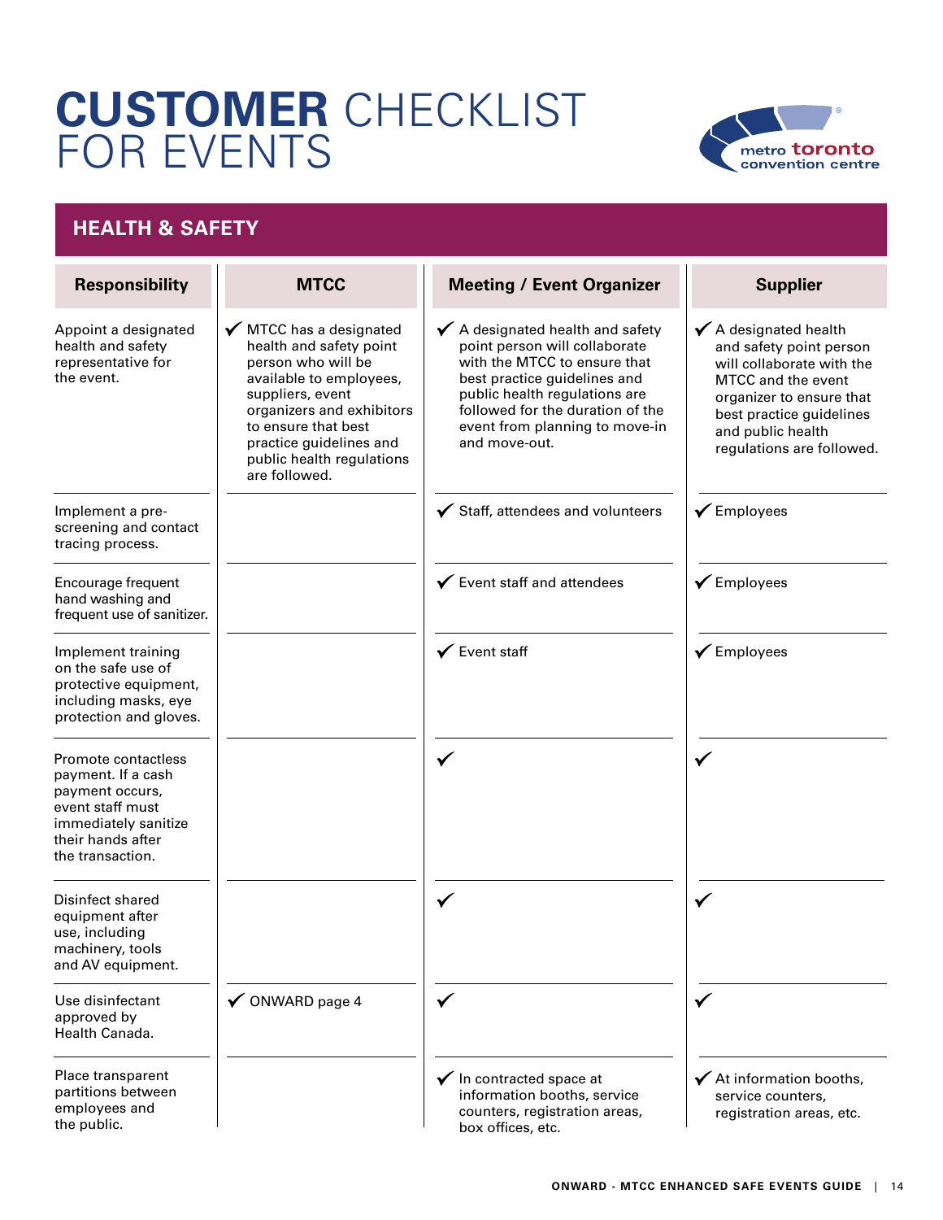# **CUSTOMER** CHECKLIST FOR EVENTS

## HEALTH & SAFETY

| Responsibility | MTCC | Meeting / Event Organizer | Supplier |
|---|---|---|---|
| Appoint a designated health and safety representative for the event. | ✔ MTCC has a designated health and safety point person who will be available to employees, suppliers, event organizers and exhibitors to ensure that best practice guidelines and public health regulations are followed. | ✔ A designated health and safety point person will collaborate with the MTCC to ensure that best practice guidelines and public health regulations are followed for the duration of the event from planning to move-in and move-out. | ✔ A designated health and safety point person will collaborate with the MTCC and the event organizer to ensure that best practice guidelines and public health regulations are followed. |
| Implement a pre-screening and contact tracing process. | | ✔ Staff, attendees and volunteers | ✔ Employees |
| Encourage frequent hand washing and frequent use of sanitizer. | | ✔ Event staff and attendees | ✔ Employees |
| Implement training on the safe use of protective equipment, including masks, eye protection and gloves. | | ✔ Event staff | ✔ Employees |
| Promote contactless payment. If a cash payment occurs, event staff must immediately sanitize their hands after the transaction. | | ✔ | ✔ |
| Disinfect shared equipment after use, including machinery, tools and AV equipment. | | ✔ | ✔ |
| Use disinfectant approved by Health Canada. | ✔ ONWARD page 4 | ✔ | ✔ |
| Place transparent partitions between employees and the public. | | ✔ In contracted space at information booths, service counters, registration areas, box offices, etc. | ✔ At information booths, service counters, registration areas, etc. |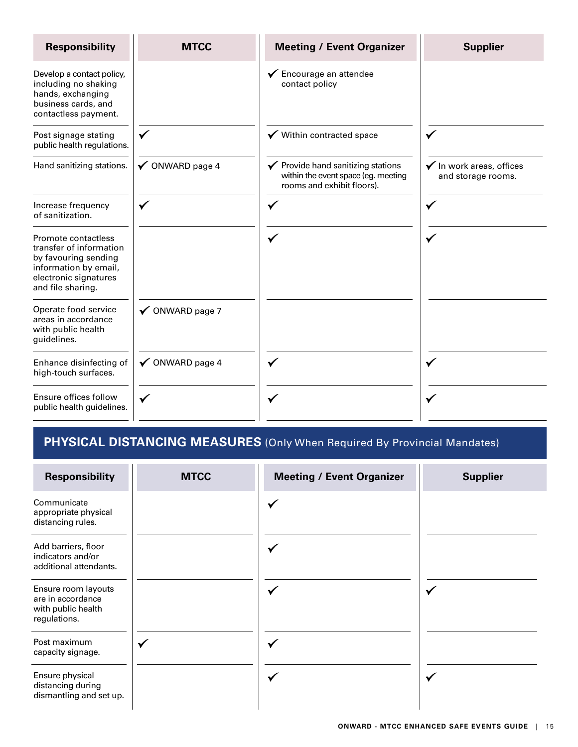| Responsibility | MTCC | Meeting / Event Organizer | Supplier |
|---|---|---|---|
| Develop a contact policy, including no shaking hands, exchanging business cards, and contactless payment. | | ✓ Encourage an attendee contact policy | |
| Post signage stating public health regulations. | ✓ | ✓ Within contracted space | ✓ |
| Hand sanitizing stations. | ✓ ONWARD page 4 | ✓ Provide hand sanitizing stations within the event space (eg. meeting rooms and exhibit floors). | ✓ In work areas, offices and storage rooms. |
| Increase frequency of sanitization. | ✓ | ✓ | ✓ |
| Promote contactless transfer of information by favouring sending information by email, electronic signatures and file sharing. | | ✓ | ✓ |
| Operate food service areas in accordance with public health guidelines. | ✓ ONWARD page 7 | | |
| Enhance disinfecting of high-touch surfaces. | ✓ ONWARD page 4 | ✓ | ✓ |
| Ensure offices follow public health guidelines. | ✓ | ✓ | ✓ |

## PHYSICAL DISTANCING MEASURES (Only When Required By Provincial Mandates)

| Responsibility | MTCC | Meeting / Event Organizer | Supplier |
|---|---|---|---|
| Communicate appropriate physical distancing rules. | | ✓ | |
| Add barriers, floor indicators and/or additional attendants. | | ✓ | |
| Ensure room layouts are in accordance with public health regulations. | | ✓ | ✓ |
| Post maximum capacity signage. | ✓ | ✓ | |
| Ensure physical distancing during dismantling and set up. | | ✓ | ✓ |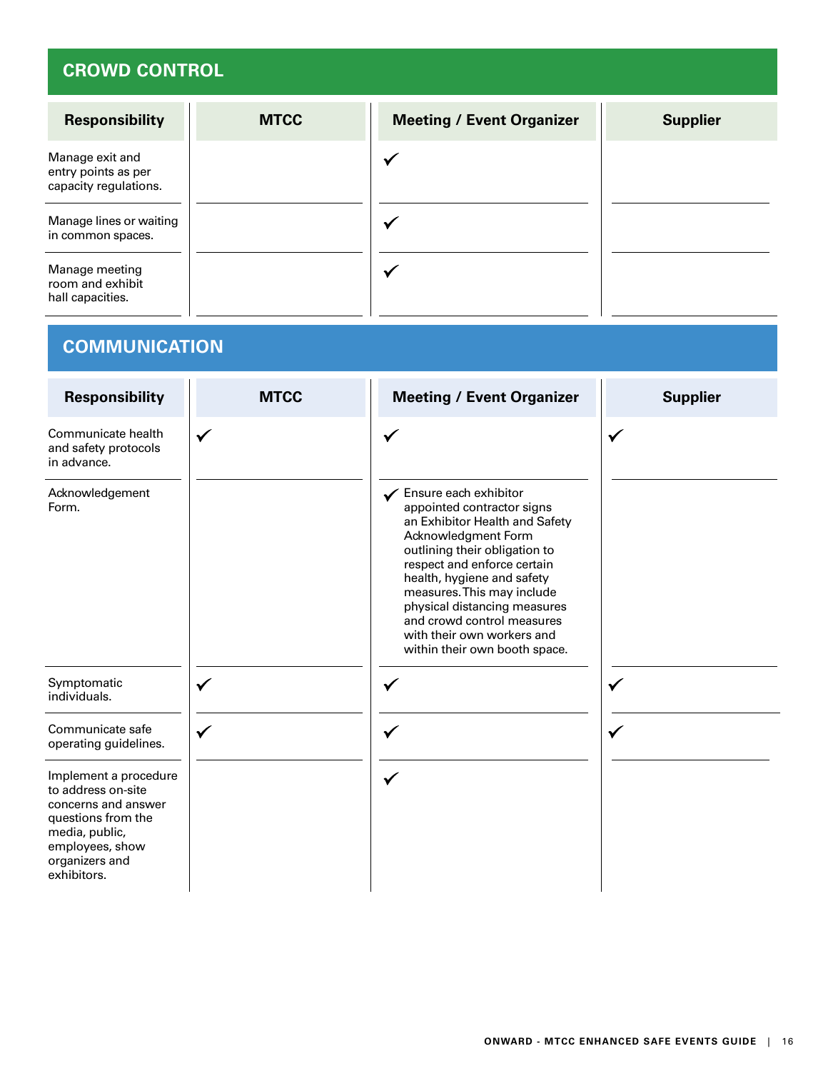## CROWD CONTROL

| Responsibility | MTCC | Meeting / Event Organizer | Supplier |
|---|---|---|---|
| Manage exit and entry points as per capacity regulations. | | ✓ | |
| Manage lines or waiting in common spaces. | | ✓ | |
| Manage meeting room and exhibit hall capacities. | | ✓ | |

## COMMUNICATION

| Responsibility | MTCC | Meeting / Event Organizer | Supplier |
|---|---|---|---|
| Communicate health and safety protocols in advance. | ✓ | ✓ | ✓ |
| Acknowledgement Form. | | ✓ Ensure each exhibitor appointed contractor signs an Exhibitor Health and Safety Acknowledgment Form outlining their obligation to respect and enforce certain health, hygiene and safety measures. This may include physical distancing measures and crowd control measures with their own workers and within their own booth space. | |
| Symptomatic individuals. | ✓ | ✓ | ✓ |
| Communicate safe operating guidelines. | ✓ | ✓ | ✓ |
| Implement a procedure to address on-site concerns and answer questions from the media, public, employees, show organizers and exhibitors. | | ✓ | |